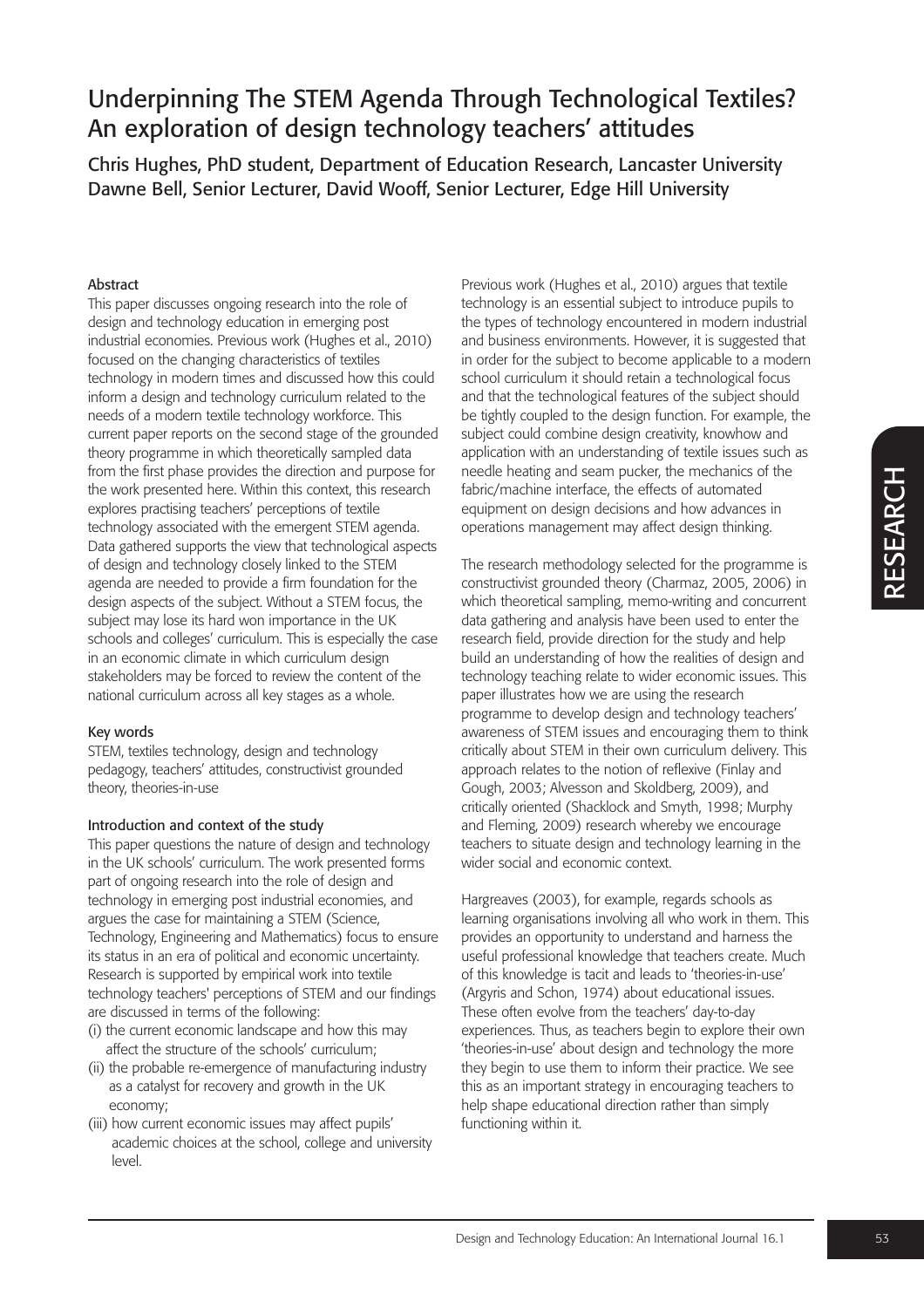# Underpinning The STEM Agenda Through Technological Textiles? An exploration of design technology teachers' attitudes

Chris Hughes, PhD student, Department of Education Research, Lancaster University
Dawne Bell, Senior Lecturer, David Wooff, Senior Lecturer, Edge Hill University

### Abstract

This paper discusses ongoing research into the role of design and technology education in emerging post industrial economies. Previous work (Hughes et al., 2010) focused on the changing characteristics of textiles technology in modern times and discussed how this could inform a design and technology curriculum related to the needs of a modern textile technology workforce. This current paper reports on the second stage of the grounded theory programme in which theoretically sampled data from the first phase provides the direction and purpose for the work presented here. Within this context, this research explores practising teachers' perceptions of textile technology associated with the emergent STEM agenda. Data gathered supports the view that technological aspects of design and technology closely linked to the STEM agenda are needed to provide a firm foundation for the design aspects of the subject. Without a STEM focus, the subject may lose its hard won importance in the UK schools and colleges' curriculum. This is especially the case in an economic climate in which curriculum design stakeholders may be forced to review the content of the national curriculum across all key stages as a whole.

### Key words

STEM, textiles technology, design and technology pedagogy, teachers' attitudes, constructivist grounded theory, theories-in-use

### Introduction and context of the study

This paper questions the nature of design and technology in the UK schools' curriculum. The work presented forms part of ongoing research into the role of design and technology in emerging post industrial economies, and argues the case for maintaining a STEM (Science, Technology, Engineering and Mathematics) focus to ensure its status in an era of political and economic uncertainty. Research is supported by empirical work into textile technology teachers' perceptions of STEM and our findings are discussed in terms of the following:

(i) the current economic landscape and how this may affect the structure of the schools' curriculum;
(ii) the probable re-emergence of manufacturing industry as a catalyst for recovery and growth in the UK economy;
(iii) how current economic issues may affect pupils' academic choices at the school, college and university level.

Previous work (Hughes et al., 2010) argues that textile technology is an essential subject to introduce pupils to the types of technology encountered in modern industrial and business environments. However, it is suggested that in order for the subject to become applicable to a modern school curriculum it should retain a technological focus and that the technological features of the subject should be tightly coupled to the design function. For example, the subject could combine design creativity, knowhow and application with an understanding of textile issues such as needle heating and seam pucker, the mechanics of the fabric/machine interface, the effects of automated equipment on design decisions and how advances in operations management may affect design thinking.

The research methodology selected for the programme is constructivist grounded theory (Charmaz, 2005, 2006) in which theoretical sampling, memo-writing and concurrent data gathering and analysis have been used to enter the research field, provide direction for the study and help build an understanding of how the realities of design and technology teaching relate to wider economic issues. This paper illustrates how we are using the research programme to develop design and technology teachers' awareness of STEM issues and encouraging them to think critically about STEM in their own curriculum delivery. This approach relates to the notion of reflexive (Finlay and Gough, 2003; Alvesson and Skoldberg, 2009), and critically oriented (Shacklock and Smyth, 1998; Murphy and Fleming, 2009) research whereby we encourage teachers to situate design and technology learning in the wider social and economic context.

Hargreaves (2003), for example, regards schools as learning organisations involving all who work in them. This provides an opportunity to understand and harness the useful professional knowledge that teachers create. Much of this knowledge is tacit and leads to 'theories-in-use' (Argyris and Schon, 1974) about educational issues. These often evolve from the teachers' day-to-day experiences. Thus, as teachers begin to explore their own 'theories-in-use' about design and technology the more they begin to use them to inform their practice. We see this as an important strategy in encouraging teachers to help shape educational direction rather than simply functioning within it.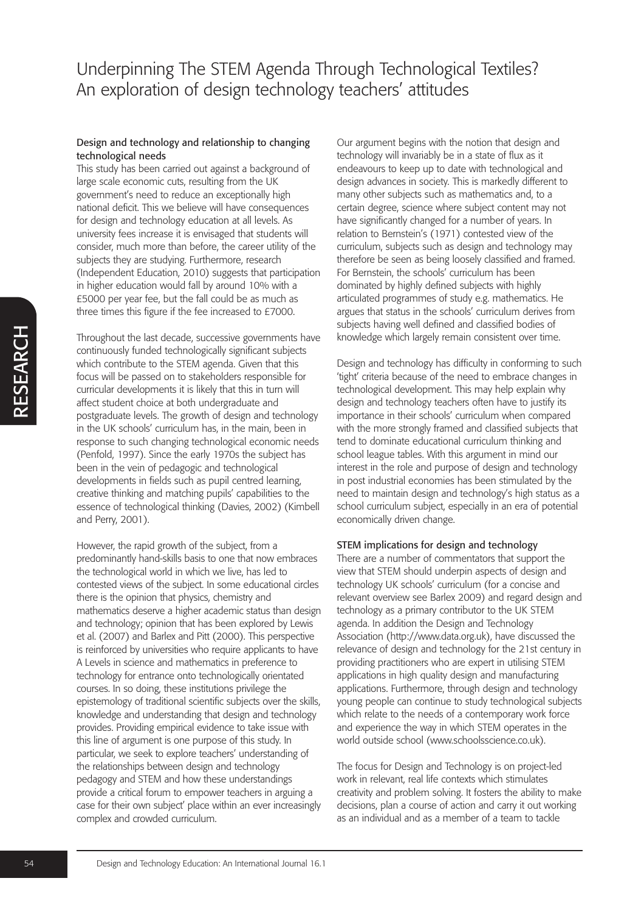# Underpinning The STEM Agenda Through Technological Textiles? An exploration of design technology teachers' attitudes

### Design and technology and relationship to changing technological needs

This study has been carried out against a background of large scale economic cuts, resulting from the UK government's need to reduce an exceptionally high national deficit. This we believe will have consequences for design and technology education at all levels. As university fees increase it is envisaged that students will consider, much more than before, the career utility of the subjects they are studying. Furthermore, research (Independent Education, 2010) suggests that participation in higher education would fall by around 10% with a £5000 per year fee, but the fall could be as much as three times this figure if the fee increased to £7000.

Throughout the last decade, successive governments have continuously funded technologically significant subjects which contribute to the STEM agenda. Given that this focus will be passed on to stakeholders responsible for curricular developments it is likely that this in turn will affect student choice at both undergraduate and postgraduate levels. The growth of design and technology in the UK schools' curriculum has, in the main, been in response to such changing technological economic needs (Penfold, 1997). Since the early 1970s the subject has been in the vein of pedagogic and technological developments in fields such as pupil centred learning, creative thinking and matching pupils' capabilities to the essence of technological thinking (Davies, 2002) (Kimbell and Perry, 2001).

However, the rapid growth of the subject, from a predominantly hand-skills basis to one that now embraces the technological world in which we live, has led to contested views of the subject. In some educational circles there is the opinion that physics, chemistry and mathematics deserve a higher academic status than design and technology; opinion that has been explored by Lewis et al. (2007) and Barlex and Pitt (2000). This perspective is reinforced by universities who require applicants to have A Levels in science and mathematics in preference to technology for entrance onto technologically orientated courses. In so doing, these institutions privilege the epistemology of traditional scientific subjects over the skills, knowledge and understanding that design and technology provides. Providing empirical evidence to take issue with this line of argument is one purpose of this study. In particular, we seek to explore teachers' understanding of the relationships between design and technology pedagogy and STEM and how these understandings provide a critical forum to empower teachers in arguing a case for their own subject' place within an ever increasingly complex and crowded curriculum.

Our argument begins with the notion that design and technology will invariably be in a state of flux as it endeavours to keep up to date with technological and design advances in society. This is markedly different to many other subjects such as mathematics and, to a certain degree, science where subject content may not have significantly changed for a number of years. In relation to Bernstein's (1971) contested view of the curriculum, subjects such as design and technology may therefore be seen as being loosely classified and framed. For Bernstein, the schools' curriculum has been dominated by highly defined subjects with highly articulated programmes of study e.g. mathematics. He argues that status in the schools' curriculum derives from subjects having well defined and classified bodies of knowledge which largely remain consistent over time.

Design and technology has difficulty in conforming to such 'tight' criteria because of the need to embrace changes in technological development. This may help explain why design and technology teachers often have to justify its importance in their schools' curriculum when compared with the more strongly framed and classified subjects that tend to dominate educational curriculum thinking and school league tables. With this argument in mind our interest in the role and purpose of design and technology in post industrial economies has been stimulated by the need to maintain design and technology's high status as a school curriculum subject, especially in an era of potential economically driven change.

### STEM implications for design and technology

There are a number of commentators that support the view that STEM should underpin aspects of design and technology UK schools' curriculum (for a concise and relevant overview see Barlex 2009) and regard design and technology as a primary contributor to the UK STEM agenda. In addition the Design and Technology Association (http://www.data.org.uk), have discussed the relevance of design and technology for the 21st century in providing practitioners who are expert in utilising STEM applications in high quality design and manufacturing applications. Furthermore, through design and technology young people can continue to study technological subjects which relate to the needs of a contemporary work force and experience the way in which STEM operates in the world outside school (www.schoolsscience.co.uk).

The focus for Design and Technology is on project-led work in relevant, real life contexts which stimulates creativity and problem solving. It fosters the ability to make decisions, plan a course of action and carry it out working as an individual and as a member of a team to tackle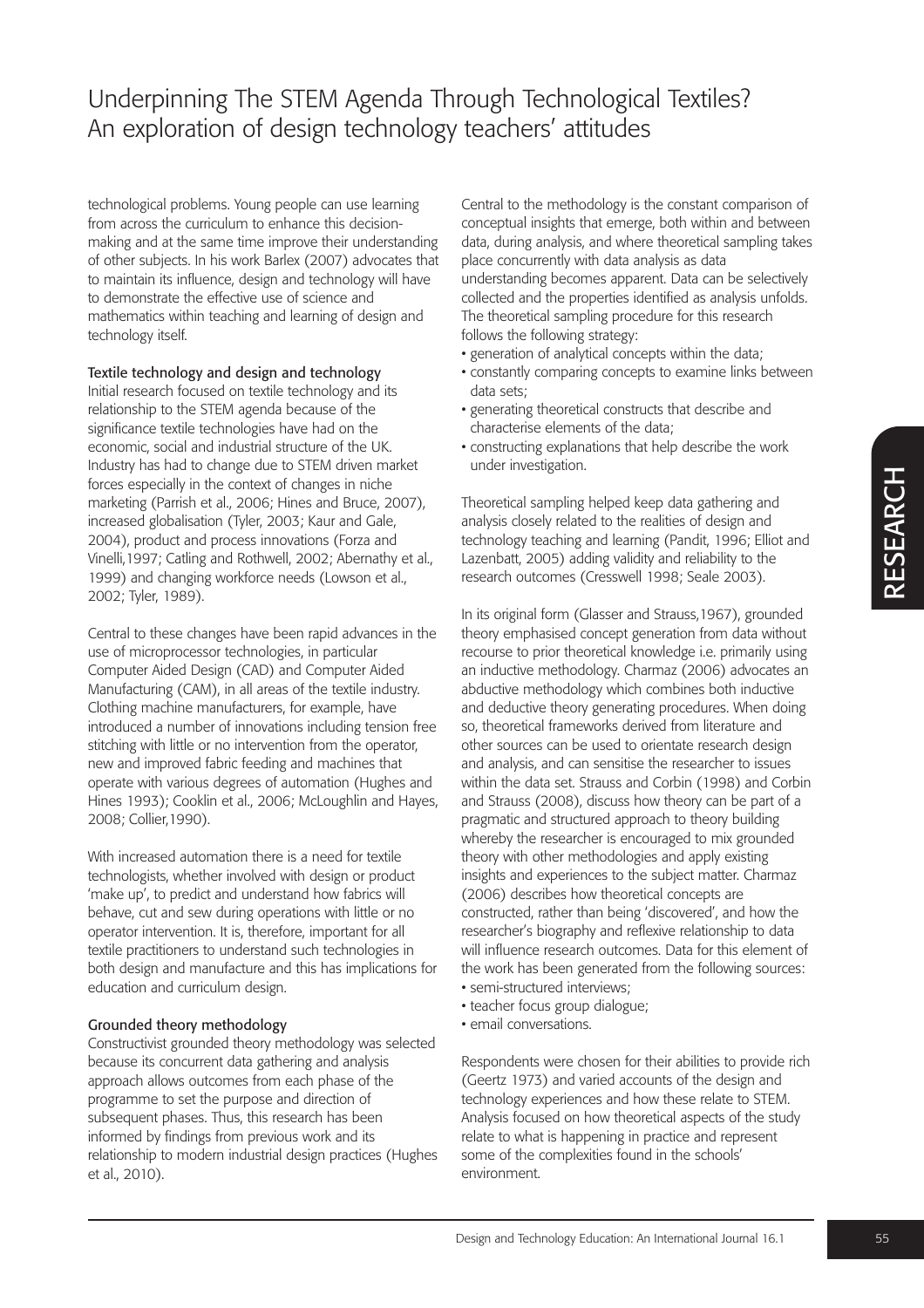technological problems. Young people can use learning from across the curriculum to enhance this decision-making and at the same time improve their understanding of other subjects. In his work Barlex (2007) advocates that to maintain its influence, design and technology will have to demonstrate the effective use of science and mathematics within teaching and learning of design and technology itself.

### Textile technology and design and technology

Initial research focused on textile technology and its relationship to the STEM agenda because of the significance textile technologies have had on the economic, social and industrial structure of the UK. Industry has had to change due to STEM driven market forces especially in the context of changes in niche marketing (Parrish et al., 2006; Hines and Bruce, 2007), increased globalisation (Tyler, 2003; Kaur and Gale, 2004), product and process innovations (Forza and Vinelli,1997; Catling and Rothwell, 2002; Abernathy et al., 1999) and changing workforce needs (Lowson et al., 2002; Tyler, 1989).

Central to these changes have been rapid advances in the use of microprocessor technologies, in particular Computer Aided Design (CAD) and Computer Aided Manufacturing (CAM), in all areas of the textile industry. Clothing machine manufacturers, for example, have introduced a number of innovations including tension free stitching with little or no intervention from the operator, new and improved fabric feeding and machines that operate with various degrees of automation (Hughes and Hines 1993); Cooklin et al., 2006; McLoughlin and Hayes, 2008; Collier,1990).

With increased automation there is a need for textile technologists, whether involved with design or product 'make up', to predict and understand how fabrics will behave, cut and sew during operations with little or no operator intervention. It is, therefore, important for all textile practitioners to understand such technologies in both design and manufacture and this has implications for education and curriculum design.

### Grounded theory methodology

Constructivist grounded theory methodology was selected because its concurrent data gathering and analysis approach allows outcomes from each phase of the programme to set the purpose and direction of subsequent phases. Thus, this research has been informed by findings from previous work and its relationship to modern industrial design practices (Hughes et al., 2010).

Central to the methodology is the constant comparison of conceptual insights that emerge, both within and between data, during analysis, and where theoretical sampling takes place concurrently with data analysis as data understanding becomes apparent. Data can be selectively collected and the properties identified as analysis unfolds. The theoretical sampling procedure for this research follows the following strategy:

- generation of analytical concepts within the data;
- constantly comparing concepts to examine links between data sets;
- generating theoretical constructs that describe and characterise elements of the data;
- constructing explanations that help describe the work under investigation.

Theoretical sampling helped keep data gathering and analysis closely related to the realities of design and technology teaching and learning (Pandit, 1996; Elliot and Lazenbatt, 2005) adding validity and reliability to the research outcomes (Cresswell 1998; Seale 2003).

In its original form (Glasser and Strauss,1967), grounded theory emphasised concept generation from data without recourse to prior theoretical knowledge i.e. primarily using an inductive methodology. Charmaz (2006) advocates an abductive methodology which combines both inductive and deductive theory generating procedures. When doing so, theoretical frameworks derived from literature and other sources can be used to orientate research design and analysis, and can sensitise the researcher to issues within the data set. Strauss and Corbin (1998) and Corbin and Strauss (2008), discuss how theory can be part of a pragmatic and structured approach to theory building whereby the researcher is encouraged to mix grounded theory with other methodologies and apply existing insights and experiences to the subject matter. Charmaz (2006) describes how theoretical concepts are constructed, rather than being 'discovered', and how the researcher's biography and reflexive relationship to data will influence research outcomes. Data for this element of the work has been generated from the following sources:

- semi-structured interviews;
- teacher focus group dialogue;
- email conversations.

Respondents were chosen for their abilities to provide rich (Geertz 1973) and varied accounts of the design and technology experiences and how these relate to STEM. Analysis focused on how theoretical aspects of the study relate to what is happening in practice and represent some of the complexities found in the schools' environment.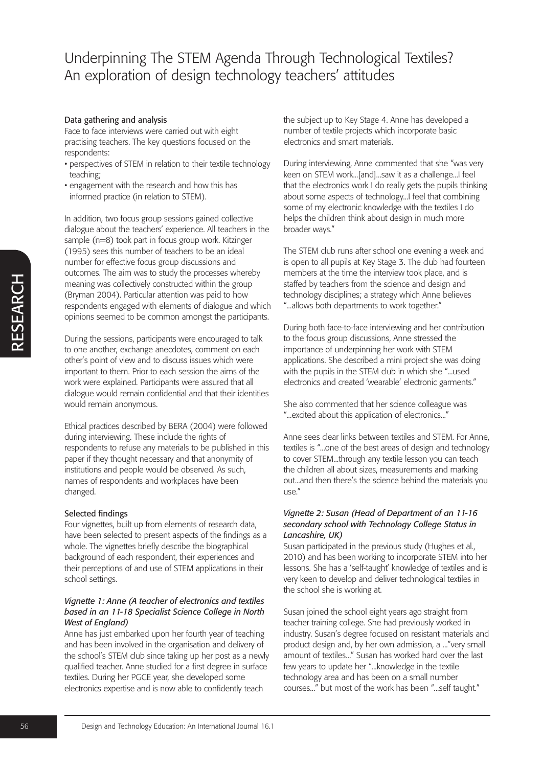### Data gathering and analysis

Face to face interviews were carried out with eight practising teachers. The key questions focused on the respondents:

- perspectives of STEM in relation to their textile technology teaching;
- engagement with the research and how this has informed practice (in relation to STEM).

In addition, two focus group sessions gained collective dialogue about the teachers' experience. All teachers in the sample (n=8) took part in focus group work. Kitzinger (1995) sees this number of teachers to be an ideal number for effective focus group discussions and outcomes. The aim was to study the processes whereby meaning was collectively constructed within the group (Bryman 2004). Particular attention was paid to how respondents engaged with elements of dialogue and which opinions seemed to be common amongst the participants.

During the sessions, participants were encouraged to talk to one another, exchange anecdotes, comment on each other's point of view and to discuss issues which were important to them. Prior to each session the aims of the work were explained. Participants were assured that all dialogue would remain confidential and that their identities would remain anonymous.

Ethical practices described by BERA (2004) were followed during interviewing. These include the rights of respondents to refuse any materials to be published in this paper if they thought necessary and that anonymity of institutions and people would be observed. As such, names of respondents and workplaces have been changed.

### Selected findings

Four vignettes, built up from elements of research data, have been selected to present aspects of the findings as a whole. The vignettes briefly describe the biographical background of each respondent, their experiences and their perceptions of and use of STEM applications in their school settings.

#### *Vignette 1: Anne (A teacher of electronics and textiles based in an 11-18 Specialist Science College in North West of England)*

Anne has just embarked upon her fourth year of teaching and has been involved in the organisation and delivery of the school's STEM club since taking up her post as a newly qualified teacher. Anne studied for a first degree in surface textiles. During her PGCE year, she developed some electronics expertise and is now able to confidently teach the subject up to Key Stage 4. Anne has developed a number of textile projects which incorporate basic electronics and smart materials.

During interviewing, Anne commented that she "was very keen on STEM work...[and]...saw it as a challenge...I feel that the electronics work I do really gets the pupils thinking about some aspects of technology...I feel that combining some of my electronic knowledge with the textiles I do helps the children think about design in much more broader ways."

The STEM club runs after school one evening a week and is open to all pupils at Key Stage 3. The club had fourteen members at the time the interview took place, and is staffed by teachers from the science and design and technology disciplines; a strategy which Anne believes "...allows both departments to work together."

During both face-to-face interviewing and her contribution to the focus group discussions, Anne stressed the importance of underpinning her work with STEM applications. She described a mini project she was doing with the pupils in the STEM club in which she "...used electronics and created 'wearable' electronic garments."

She also commented that her science colleague was "...excited about this application of electronics..."

Anne sees clear links between textiles and STEM. For Anne, textiles is "...one of the best areas of design and technology to cover STEM...through any textile lesson you can teach the children all about sizes, measurements and marking out...and then there's the science behind the materials you use."

#### *Vignette 2: Susan (Head of Department of an 11-16 secondary school with Technology College Status in Lancashire, UK)*

Susan participated in the previous study (Hughes et al., 2010) and has been working to incorporate STEM into her lessons. She has a 'self-taught' knowledge of textiles and is very keen to develop and deliver technological textiles in the school she is working at.

Susan joined the school eight years ago straight from teacher training college. She had previously worked in industry. Susan's degree focused on resistant materials and product design and, by her own admission, a ..."very small amount of textiles..." Susan has worked hard over the last few years to update her "...knowledge in the textile technology area and has been on a small number courses..." but most of the work has been "...self taught."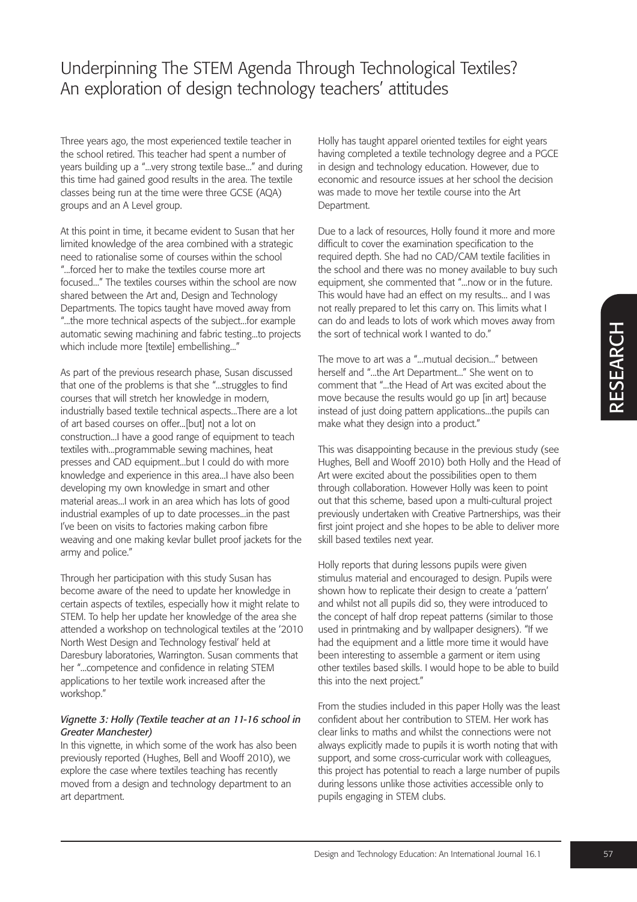Three years ago, the most experienced textile teacher in the school retired. This teacher had spent a number of years building up a "...very strong textile base..." and during this time had gained good results in the area. The textile classes being run at the time were three GCSE (AQA) groups and an A Level group.

At this point in time, it became evident to Susan that her limited knowledge of the area combined with a strategic need to rationalise some of courses within the school "...forced her to make the textiles course more art focused..." The textiles courses within the school are now shared between the Art and, Design and Technology Departments. The topics taught have moved away from "...the more technical aspects of the subject...for example automatic sewing machining and fabric testing...to projects which include more [textile] embellishing..."

As part of the previous research phase, Susan discussed that one of the problems is that she "...struggles to find courses that will stretch her knowledge in modern, industrially based textile technical aspects...There are a lot of art based courses on offer...[but] not a lot on construction...I have a good range of equipment to teach textiles with...programmable sewing machines, heat presses and CAD equipment...but I could do with more knowledge and experience in this area...I have also been developing my own knowledge in smart and other material areas...I work in an area which has lots of good industrial examples of up to date processes...in the past I've been on visits to factories making carbon fibre weaving and one making kevlar bullet proof jackets for the army and police."

Through her participation with this study Susan has become aware of the need to update her knowledge in certain aspects of textiles, especially how it might relate to STEM. To help her update her knowledge of the area she attended a workshop on technological textiles at the '2010 North West Design and Technology festival' held at Daresbury laboratories, Warrington. Susan comments that her "...competence and confidence in relating STEM applications to her textile work increased after the workshop."

### *Vignette 3: Holly (Textile teacher at an 11-16 school in Greater Manchester)*

In this vignette, in which some of the work has also been previously reported (Hughes, Bell and Wooff 2010), we explore the case where textiles teaching has recently moved from a design and technology department to an art department.

Holly has taught apparel oriented textiles for eight years having completed a textile technology degree and a PGCE in design and technology education. However, due to economic and resource issues at her school the decision was made to move her textile course into the Art Department.

Due to a lack of resources, Holly found it more and more difficult to cover the examination specification to the required depth. She had no CAD/CAM textile facilities in the school and there was no money available to buy such equipment, she commented that "...now or in the future. This would have had an effect on my results... and I was not really prepared to let this carry on. This limits what I can do and leads to lots of work which moves away from the sort of technical work I wanted to do."

The move to art was a "...mutual decision..." between herself and "...the Art Department..." She went on to comment that "...the Head of Art was excited about the move because the results would go up [in art] because instead of just doing pattern applications...the pupils can make what they design into a product."

This was disappointing because in the previous study (see Hughes, Bell and Wooff 2010) both Holly and the Head of Art were excited about the possibilities open to them through collaboration. However Holly was keen to point out that this scheme, based upon a multi-cultural project previously undertaken with Creative Partnerships, was their first joint project and she hopes to be able to deliver more skill based textiles next year.

Holly reports that during lessons pupils were given stimulus material and encouraged to design. Pupils were shown how to replicate their design to create a 'pattern' and whilst not all pupils did so, they were introduced to the concept of half drop repeat patterns (similar to those used in printmaking and by wallpaper designers). "If we had the equipment and a little more time it would have been interesting to assemble a garment or item using other textiles based skills. I would hope to be able to build this into the next project."

From the studies included in this paper Holly was the least confident about her contribution to STEM. Her work has clear links to maths and whilst the connections were not always explicitly made to pupils it is worth noting that with support, and some cross-curricular work with colleagues, this project has potential to reach a large number of pupils during lessons unlike those activities accessible only to pupils engaging in STEM clubs.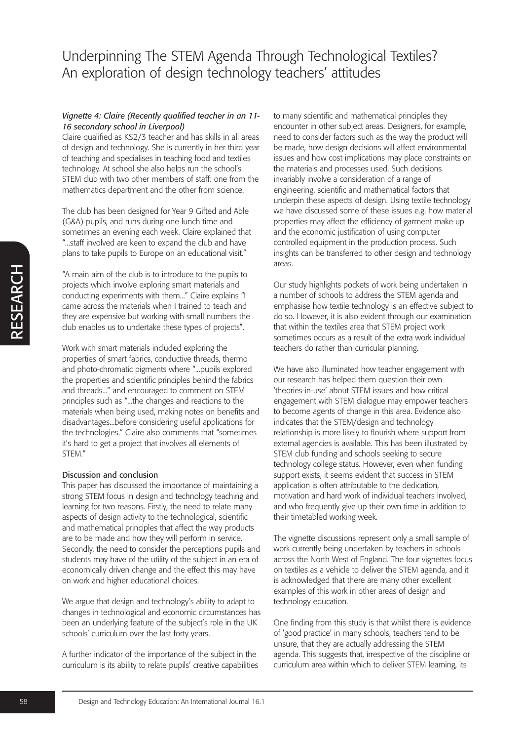*Vignette 4: Claire (Recently qualified teacher in an 11-16 secondary school in Liverpool)*

Claire qualified as KS2/3 teacher and has skills in all areas of design and technology. She is currently in her third year of teaching and specialises in teaching food and textiles technology. At school she also helps run the school's STEM club with two other members of staff: one from the mathematics department and the other from science.

The club has been designed for Year 9 Gifted and Able (G&A) pupils, and runs during one lunch time and sometimes an evening each week. Claire explained that "...staff involved are keen to expand the club and have plans to take pupils to Europe on an educational visit."

"A main aim of the club is to introduce to the pupils to projects which involve exploring smart materials and conducting experiments with them..." Claire explains "I came across the materials when I trained to teach and they are expensive but working with small numbers the club enables us to undertake these types of projects".

Work with smart materials included exploring the properties of smart fabrics, conductive threads, thermo and photo-chromatic pigments where "...pupils explored the properties and scientific principles behind the fabrics and threads..." and encouraged to comment on STEM principles such as "...the changes and reactions to the materials when being used, making notes on benefits and disadvantages...before considering useful applications for the technologies." Claire also comments that "sometimes it's hard to get a project that involves all elements of STEM."

**Discussion and conclusion**

This paper has discussed the importance of maintaining a strong STEM focus in design and technology teaching and learning for two reasons. Firstly, the need to relate many aspects of design activity to the technological, scientific and mathematical principles that affect the way products are to be made and how they will perform in service. Secondly, the need to consider the perceptions pupils and students may have of the utility of the subject in an era of economically driven change and the effect this may have on work and higher educational choices.

We argue that design and technology's ability to adapt to changes in technological and economic circumstances has been an underlying feature of the subject's role in the UK schools' curriculum over the last forty years.

A further indicator of the importance of the subject in the curriculum is its ability to relate pupils' creative capabilities to many scientific and mathematical principles they encounter in other subject areas. Designers, for example, need to consider factors such as the way the product will be made, how design decisions will affect environmental issues and how cost implications may place constraints on the materials and processes used. Such decisions invariably involve a consideration of a range of engineering, scientific and mathematical factors that underpin these aspects of design. Using textile technology we have discussed some of these issues e.g. how material properties may affect the efficiency of garment make-up and the economic justification of using computer controlled equipment in the production process. Such insights can be transferred to other design and technology areas.

Our study highlights pockets of work being undertaken in a number of schools to address the STEM agenda and emphasise how textile technology is an effective subject to do so. However, it is also evident through our examination that within the textiles area that STEM project work sometimes occurs as a result of the extra work individual teachers do rather than curricular planning.

We have also illuminated how teacher engagement with our research has helped them question their own 'theories-in-use' about STEM issues and how critical engagement with STEM dialogue may empower teachers to become agents of change in this area. Evidence also indicates that the STEM/design and technology relationship is more likely to flourish where support from external agencies is available. This has been illustrated by STEM club funding and schools seeking to secure technology college status. However, even when funding support exists, it seems evident that success in STEM application is often attributable to the dedication, motivation and hard work of individual teachers involved, and who frequently give up their own time in addition to their timetabled working week.

The vignette discussions represent only a small sample of work currently being undertaken by teachers in schools across the North West of England. The four vignettes focus on textiles as a vehicle to deliver the STEM agenda, and it is acknowledged that there are many other excellent examples of this work in other areas of design and technology education.

One finding from this study is that whilst there is evidence of 'good practice' in many schools, teachers tend to be unsure, that they are actually addressing the STEM agenda. This suggests that, irrespective of the discipline or curriculum area within which to deliver STEM learning, its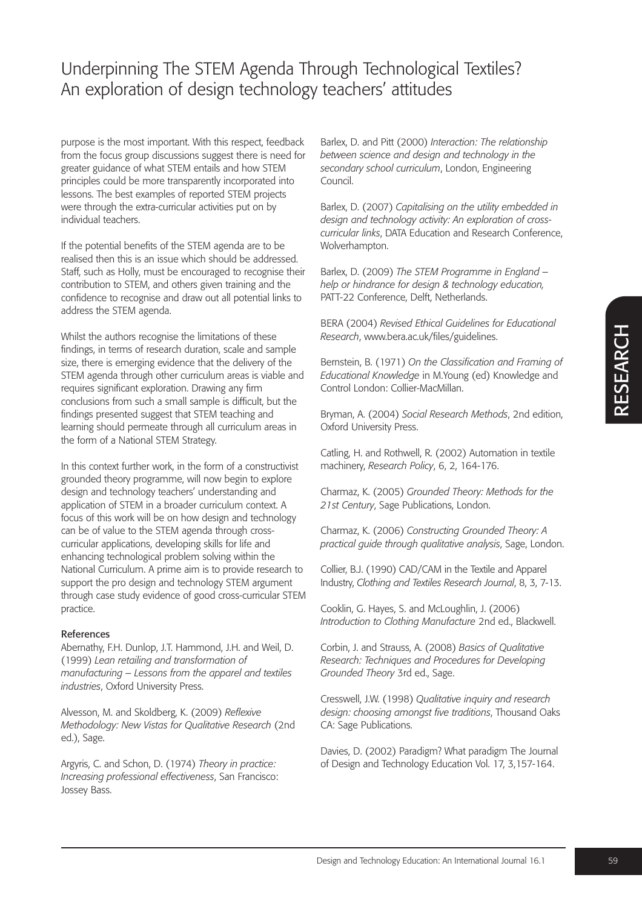purpose is the most important. With this respect, feedback from the focus group discussions suggest there is need for greater guidance of what STEM entails and how STEM principles could be more transparently incorporated into lessons. The best examples of reported STEM projects were through the extra-curricular activities put on by individual teachers.

If the potential benefits of the STEM agenda are to be realised then this is an issue which should be addressed. Staff, such as Holly, must be encouraged to recognise their contribution to STEM, and others given training and the confidence to recognise and draw out all potential links to address the STEM agenda.

Whilst the authors recognise the limitations of these findings, in terms of research duration, scale and sample size, there is emerging evidence that the delivery of the STEM agenda through other curriculum areas is viable and requires significant exploration. Drawing any firm conclusions from such a small sample is difficult, but the findings presented suggest that STEM teaching and learning should permeate through all curriculum areas in the form of a National STEM Strategy.

In this context further work, in the form of a constructivist grounded theory programme, will now begin to explore design and technology teachers' understanding and application of STEM in a broader curriculum context. A focus of this work will be on how design and technology can be of value to the STEM agenda through cross-curricular applications, developing skills for life and enhancing technological problem solving within the National Curriculum. A prime aim is to provide research to support the pro design and technology STEM argument through case study evidence of good cross-curricular STEM practice.

### References

Abernathy, F.H. Dunlop, J.T. Hammond, J.H. and Weil, D. (1999) *Lean retailing and transformation of manufacturing – Lessons from the apparel and textiles industries*, Oxford University Press.

Alvesson, M. and Skoldberg, K. (2009) *Reflexive Methodology: New Vistas for Qualitative Research* (2nd ed.), Sage.

Argyris, C. and Schon, D. (1974) *Theory in practice: Increasing professional effectiveness*, San Francisco: Jossey Bass.

Barlex, D. and Pitt (2000) *Interaction: The relationship between science and design and technology in the secondary school curriculum*, London, Engineering Council.

Barlex, D. (2007) *Capitalising on the utility embedded in design and technology activity: An exploration of cross-curricular links*, DATA Education and Research Conference, Wolverhampton.

Barlex, D. (2009) *The STEM Programme in England – help or hindrance for design & technology education,* PATT-22 Conference, Delft, Netherlands.

BERA (2004) *Revised Ethical Guidelines for Educational Research*, www.bera.ac.uk/files/guidelines.

Bernstein, B. (1971) *On the Classification and Framing of Educational Knowledge* in M.Young (ed) Knowledge and Control London: Collier-MacMillan.

Bryman, A. (2004) *Social Research Methods*, 2nd edition, Oxford University Press.

Catling, H. and Rothwell, R. (2002) Automation in textile machinery, *Research Policy*, 6, 2, 164-176.

Charmaz, K. (2005) *Grounded Theory: Methods for the 21st Century*, Sage Publications, London.

Charmaz, K. (2006) *Constructing Grounded Theory: A practical guide through qualitative analysis*, Sage, London.

Collier, B.J. (1990) CAD/CAM in the Textile and Apparel Industry, *Clothing and Textiles Research Journal*, 8, 3, 7-13.

Cooklin, G. Hayes, S. and McLoughlin, J. (2006) *Introduction to Clothing Manufacture* 2nd ed., Blackwell.

Corbin, J. and Strauss, A. (2008) *Basics of Qualitative Research: Techniques and Procedures for Developing Grounded Theory* 3rd ed., Sage.

Cresswell, J.W. (1998) *Qualitative inquiry and research design: choosing amongst five traditions*, Thousand Oaks CA: Sage Publications.

Davies, D. (2002) Paradigm? What paradigm The Journal of Design and Technology Education Vol. 17, 3,157-164.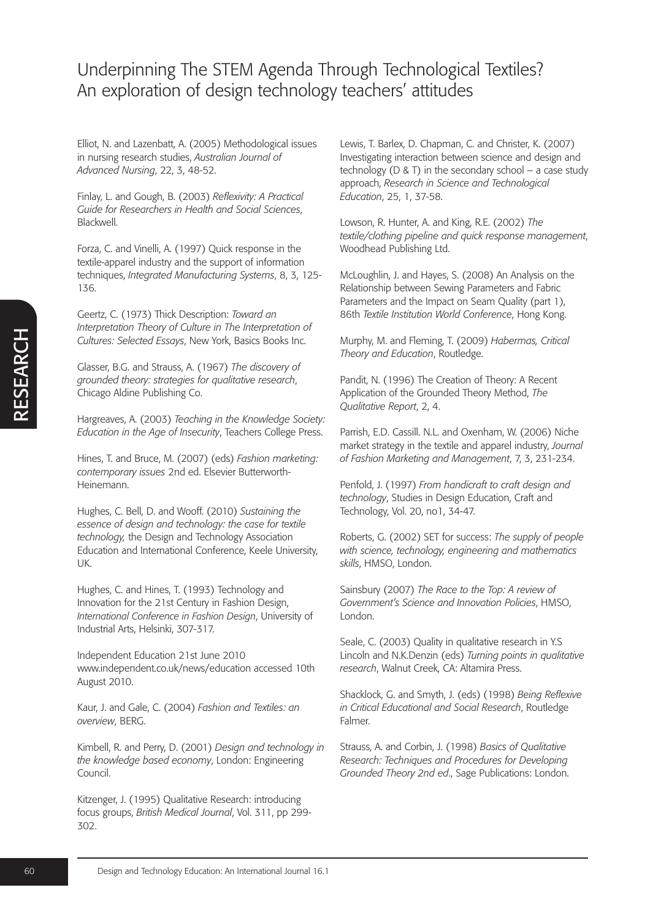Elliot, N. and Lazenbatt, A. (2005) Methodological issues in nursing research studies, *Australian Journal of Advanced Nursing*, 22, 3, 48-52.

Finlay, L. and Gough, B. (2003) *Reflexivity: A Practical Guide for Researchers in Health and Social Sciences*, Blackwell.

Forza, C. and Vinelli, A. (1997) Quick response in the textile-apparel industry and the support of information techniques, *Integrated Manufacturing Systems*, 8, 3, 125-136.

Geertz, C. (1973) Thick Description: *Toward an Interpretation Theory of Culture in The Interpretation of Cultures: Selected Essays*, New York, Basics Books Inc.

Glasser, B.G. and Strauss, A. (1967) *The discovery of grounded theory: strategies for qualitative research*, Chicago Aldine Publishing Co.

Hargreaves, A. (2003) *Teaching in the Knowledge Society: Education in the Age of Insecurity*, Teachers College Press.

Hines, T. and Bruce, M. (2007) (eds) *Fashion marketing: contemporary issues* 2nd ed. Elsevier Butterworth-Heinemann.

Hughes, C. Bell, D. and Wooff. (2010) *Sustaining the essence of design and technology: the case for textile technology,* the Design and Technology Association Education and International Conference, Keele University, UK.

Hughes, C. and Hines, T. (1993) Technology and Innovation for the 21st Century in Fashion Design, *International Conference in Fashion Design*, University of Industrial Arts, Helsinki, 307-317.

Independent Education 21st June 2010 www.independent.co.uk/news/education accessed 10th August 2010.

Kaur, J. and Gale, C. (2004) *Fashion and Textiles: an overview*, BERG.

Kimbell, R. and Perry, D. (2001) *Design and technology in the knowledge based economy*, London: Engineering Council.

Kitzenger, J. (1995) Qualitative Research: introducing focus groups, *British Medical Journal*, Vol. 311, pp 299-302.

Lewis, T. Barlex, D. Chapman, C. and Christer, K. (2007) Investigating interaction between science and design and technology (D & T) in the secondary school – a case study approach, *Research in Science and Technological Education*, 25, 1, 37-58.

Lowson, R. Hunter, A. and King, R.E. (2002) *The textile/clothing pipeline and quick response management*, Woodhead Publishing Ltd.

McLoughlin, J. and Hayes, S. (2008) An Analysis on the Relationship between Sewing Parameters and Fabric Parameters and the Impact on Seam Quality (part 1), 86th *Textile Institution World Conference*, Hong Kong.

Murphy, M. and Fleming, T. (2009) *Habermas, Critical Theory and Education*, Routledge.

Pandit, N. (1996) The Creation of Theory: A Recent Application of the Grounded Theory Method, *The Qualitative Report*, 2, 4.

Parrish, E.D. Cassill. N.L. and Oxenham, W. (2006) Niche market strategy in the textile and apparel industry, *Journal of Fashion Marketing and Management*, 7, 3, 231-234.

Penfold, J. (1997) *From handicraft to craft design and technology*, Studies in Design Education, Craft and Technology, Vol. 20, no1, 34-47.

Roberts, G. (2002) SET for success: *The supply of people with science, technology, engineering and mathematics skills*, HMSO, London.

Sainsbury (2007) *The Race to the Top: A review of Government's Science and Innovation Policies*, HMSO, London.

Seale, C. (2003) Quality in qualitative research in Y.S Lincoln and N.K.Denzin (eds) *Turning points in qualitative research*, Walnut Creek, CA: Altamira Press.

Shacklock, G. and Smyth, J. (eds) (1998) *Being Reflexive in Critical Educational and Social Research*, Routledge Falmer.

Strauss, A. and Corbin, J. (1998) *Basics of Qualitative Research: Techniques and Procedures for Developing Grounded Theory 2nd ed*., Sage Publications: London.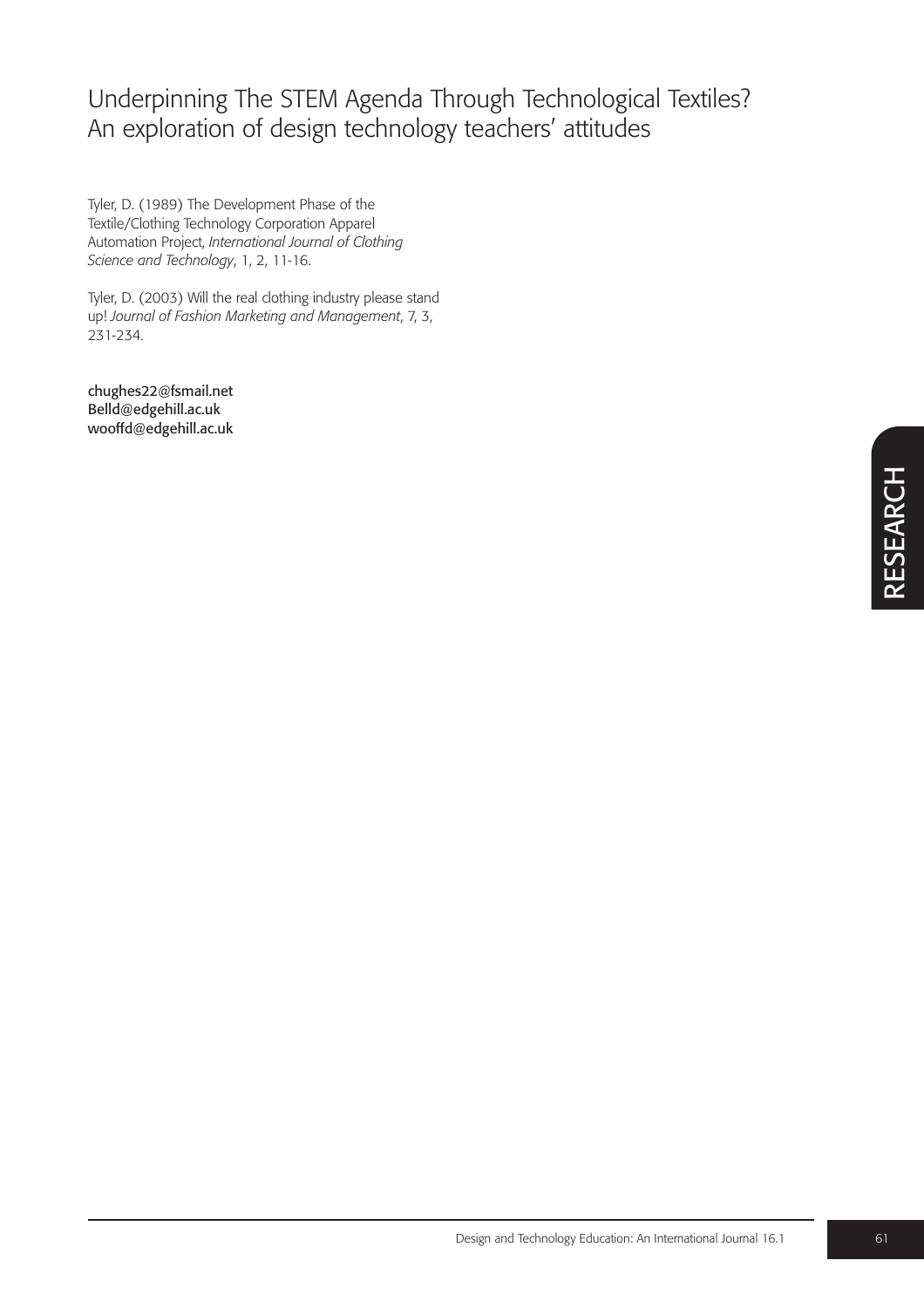Tyler, D. (1989) The Development Phase of the Textile/Clothing Technology Corporation Apparel Automation Project, *International Journal of Clothing Science and Technology*, 1, 2, 11-16.

Tyler, D. (2003) Will the real clothing industry please stand up! *Journal of Fashion Marketing and Management*, 7, 3, 231-234.

chughes22@fsmail.net
Belld@edgehill.ac.uk
wooffd@edgehill.ac.uk